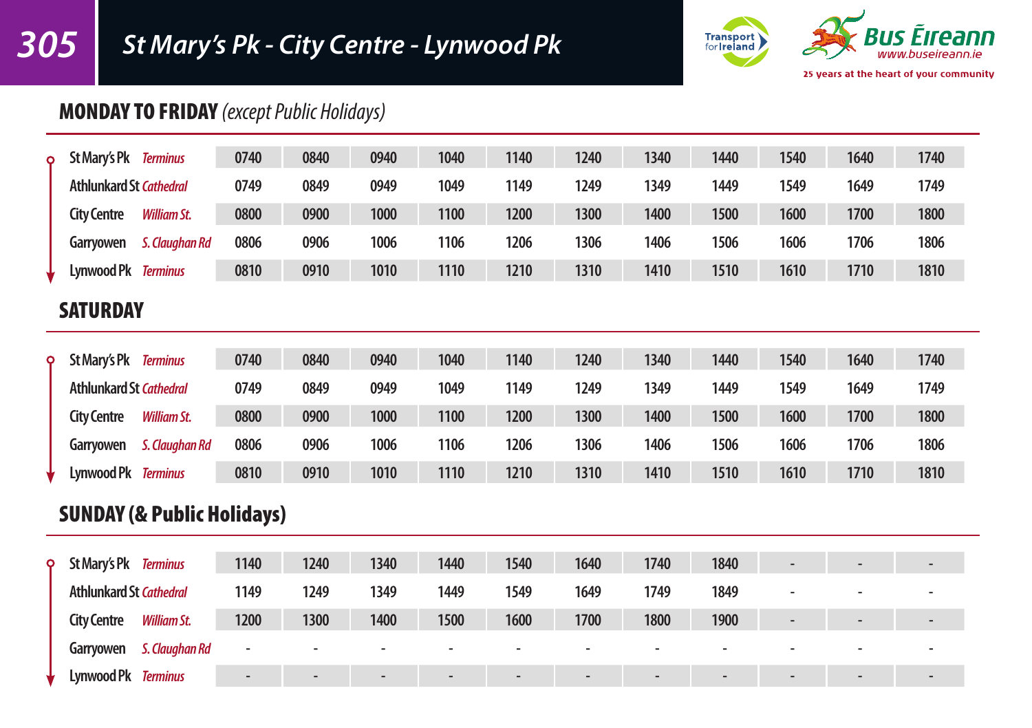# 305 St Mary's Pk - City Centre - Lynwood Pk

Transport for Ireland

Bus Éireann www.buseireann.ie

25 years at the heart of your community

## MONDAY TO FRIDAY *(except Public Holidays)*

| Stop | | | | | | | | | | | | |
|---|---|---|---|---|---|---|---|---|---|---|---|---|
| St Mary's Pk | *Terminus* | 0740 | 0840 | 0940 | 1040 | 1140 | 1240 | 1340 | 1440 | 1540 | 1640 | 1740 |
| Athlunkard St | *Cathedral* | 0749 | 0849 | 0949 | 1049 | 1149 | 1249 | 1349 | 1449 | 1549 | 1649 | 1749 |
| City Centre | *William St.* | 0800 | 0900 | 1000 | 1100 | 1200 | 1300 | 1400 | 1500 | 1600 | 1700 | 1800 |
| Garryowen | *S. Claughan Rd* | 0806 | 0906 | 1006 | 1106 | 1206 | 1306 | 1406 | 1506 | 1606 | 1706 | 1806 |
| Lynwood Pk | *Terminus* | 0810 | 0910 | 1010 | 1110 | 1210 | 1310 | 1410 | 1510 | 1610 | 1710 | 1810 |

## SATURDAY

| Stop | | | | | | | | | | | | |
|---|---|---|---|---|---|---|---|---|---|---|---|---|
| St Mary's Pk | *Terminus* | 0740 | 0840 | 0940 | 1040 | 1140 | 1240 | 1340 | 1440 | 1540 | 1640 | 1740 |
| Athlunkard St | *Cathedral* | 0749 | 0849 | 0949 | 1049 | 1149 | 1249 | 1349 | 1449 | 1549 | 1649 | 1749 |
| City Centre | *William St.* | 0800 | 0900 | 1000 | 1100 | 1200 | 1300 | 1400 | 1500 | 1600 | 1700 | 1800 |
| Garryowen | *S. Claughan Rd* | 0806 | 0906 | 1006 | 1106 | 1206 | 1306 | 1406 | 1506 | 1606 | 1706 | 1806 |
| Lynwood Pk | *Terminus* | 0810 | 0910 | 1010 | 1110 | 1210 | 1310 | 1410 | 1510 | 1610 | 1710 | 1810 |

## SUNDAY (& Public Holidays)

| Stop | | | | | | | | | | | | |
|---|---|---|---|---|---|---|---|---|---|---|---|---|
| St Mary's Pk | *Terminus* | 1140 | 1240 | 1340 | 1440 | 1540 | 1640 | 1740 | 1840 | - | - | - |
| Athlunkard St | *Cathedral* | 1149 | 1249 | 1349 | 1449 | 1549 | 1649 | 1749 | 1849 | - | - | - |
| City Centre | *William St.* | 1200 | 1300 | 1400 | 1500 | 1600 | 1700 | 1800 | 1900 | - | - | - |
| Garryowen | *S. Claughan Rd* | - | - | - | - | - | - | - | - | - | - | - |
| Lynwood Pk | *Terminus* | - | - | - | - | - | - | - | - | - | - | - |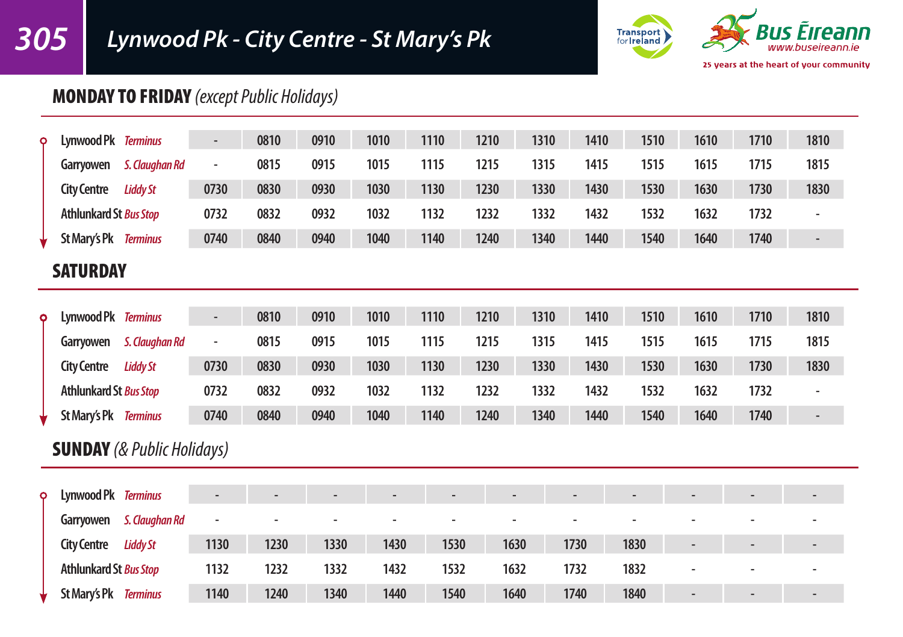# 305 Lynwood Pk - City Centre - St Mary's Pk

Transport for Ireland

Bus Éireann www.buseireann.ie

25 years at the heart of your community

## MONDAY TO FRIDAY *(except Public Holidays)*

| | | | | | | | | | | | | | |
|---|---|---|---|---|---|---|---|---|---|---|---|---|---|
| Lynwood Pk | *Terminus* | - | 0810 | 0910 | 1010 | 1110 | 1210 | 1310 | 1410 | 1510 | 1610 | 1710 | 1810 |
| Garryowen | *S. Claughan Rd* | - | 0815 | 0915 | 1015 | 1115 | 1215 | 1315 | 1415 | 1515 | 1615 | 1715 | 1815 |
| City Centre | *Liddy St* | 0730 | 0830 | 0930 | 1030 | 1130 | 1230 | 1330 | 1430 | 1530 | 1630 | 1730 | 1830 |
| Athlunkard St | *Bus Stop* | 0732 | 0832 | 0932 | 1032 | 1132 | 1232 | 1332 | 1432 | 1532 | 1632 | 1732 | - |
| St Mary's Pk | *Terminus* | 0740 | 0840 | 0940 | 1040 | 1140 | 1240 | 1340 | 1440 | 1540 | 1640 | 1740 | - |

## SATURDAY

| | | | | | | | | | | | | | |
|---|---|---|---|---|---|---|---|---|---|---|---|---|---|
| Lynwood Pk | *Terminus* | - | 0810 | 0910 | 1010 | 1110 | 1210 | 1310 | 1410 | 1510 | 1610 | 1710 | 1810 |
| Garryowen | *S. Claughan Rd* | - | 0815 | 0915 | 1015 | 1115 | 1215 | 1315 | 1415 | 1515 | 1615 | 1715 | 1815 |
| City Centre | *Liddy St* | 0730 | 0830 | 0930 | 1030 | 1130 | 1230 | 1330 | 1430 | 1530 | 1630 | 1730 | 1830 |
| Athlunkard St | *Bus Stop* | 0732 | 0832 | 0932 | 1032 | 1132 | 1232 | 1332 | 1432 | 1532 | 1632 | 1732 | - |
| St Mary's Pk | *Terminus* | 0740 | 0840 | 0940 | 1040 | 1140 | 1240 | 1340 | 1440 | 1540 | 1640 | 1740 | - |

## SUNDAY *(& Public Holidays)*

| | | | | | | | | | | | | |
|---|---|---|---|---|---|---|---|---|---|---|---|---|
| Lynwood Pk | *Terminus* | - | - | - | - | - | - | - | - | - | - | - |
| Garryowen | *S. Claughan Rd* | - | - | - | - | - | - | - | - | - | - | - |
| City Centre | *Liddy St* | 1130 | 1230 | 1330 | 1430 | 1530 | 1630 | 1730 | 1830 | - | - | - |
| Athlunkard St | *Bus Stop* | 1132 | 1232 | 1332 | 1432 | 1532 | 1632 | 1732 | 1832 | - | - | - |
| St Mary's Pk | *Terminus* | 1140 | 1240 | 1340 | 1440 | 1540 | 1640 | 1740 | 1840 | - | - | - |